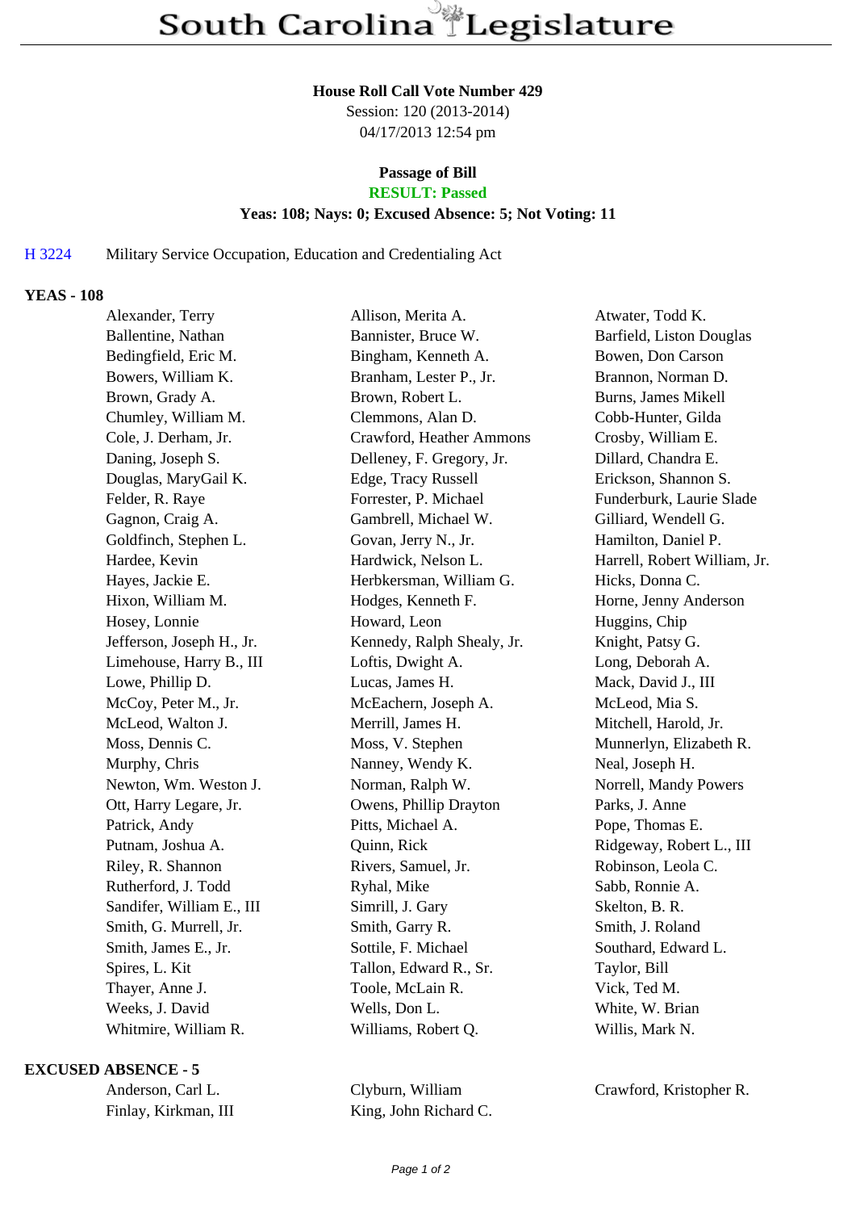# South Carolina Legislature

**House Roll Call Vote Number 429**
Session: 120 (2013-2014)
04/17/2013 12:54 pm

**Passage of Bill**
**RESULT: Passed**
**Yeas: 108; Nays: 0; Excused Absence: 5; Not Voting: 11**

H 3224 Military Service Occupation, Education and Credentialing Act

## YEAS - 108

| | | |
|---|---|---|
| Alexander, Terry | Allison, Merita A. | Atwater, Todd K. |
| Ballentine, Nathan | Bannister, Bruce W. | Barfield, Liston Douglas |
| Bedingfield, Eric M. | Bingham, Kenneth A. | Bowen, Don Carson |
| Bowers, William K. | Branham, Lester P., Jr. | Brannon, Norman D. |
| Brown, Grady A. | Brown, Robert L. | Burns, James Mikell |
| Chumley, William M. | Clemmons, Alan D. | Cobb-Hunter, Gilda |
| Cole, J. Derham, Jr. | Crawford, Heather Ammons | Crosby, William E. |
| Daning, Joseph S. | Delleney, F. Gregory, Jr. | Dillard, Chandra E. |
| Douglas, MaryGail K. | Edge, Tracy Russell | Erickson, Shannon S. |
| Felder, R. Raye | Forrester, P. Michael | Funderburk, Laurie Slade |
| Gagnon, Craig A. | Gambrell, Michael W. | Gilliard, Wendell G. |
| Goldfinch, Stephen L. | Govan, Jerry N., Jr. | Hamilton, Daniel P. |
| Hardee, Kevin | Hardwick, Nelson L. | Harrell, Robert William, Jr. |
| Hayes, Jackie E. | Herbkersman, William G. | Hicks, Donna C. |
| Hixon, William M. | Hodges, Kenneth F. | Horne, Jenny Anderson |
| Hosey, Lonnie | Howard, Leon | Huggins, Chip |
| Jefferson, Joseph H., Jr. | Kennedy, Ralph Shealy, Jr. | Knight, Patsy G. |
| Limehouse, Harry B., III | Loftis, Dwight A. | Long, Deborah A. |
| Lowe, Phillip D. | Lucas, James H. | Mack, David J., III |
| McCoy, Peter M., Jr. | McEachern, Joseph A. | McLeod, Mia S. |
| McLeod, Walton J. | Merrill, James H. | Mitchell, Harold, Jr. |
| Moss, Dennis C. | Moss, V. Stephen | Munnerlyn, Elizabeth R. |
| Murphy, Chris | Nanney, Wendy K. | Neal, Joseph H. |
| Newton, Wm. Weston J. | Norman, Ralph W. | Norrell, Mandy Powers |
| Ott, Harry Legare, Jr. | Owens, Phillip Drayton | Parks, J. Anne |
| Patrick, Andy | Pitts, Michael A. | Pope, Thomas E. |
| Putnam, Joshua A. | Quinn, Rick | Ridgeway, Robert L., III |
| Riley, R. Shannon | Rivers, Samuel, Jr. | Robinson, Leola C. |
| Rutherford, J. Todd | Ryhal, Mike | Sabb, Ronnie A. |
| Sandifer, William E., III | Simrill, J. Gary | Skelton, B. R. |
| Smith, G. Murrell, Jr. | Smith, Garry R. | Smith, J. Roland |
| Smith, James E., Jr. | Sottile, F. Michael | Southard, Edward L. |
| Spires, L. Kit | Tallon, Edward R., Sr. | Taylor, Bill |
| Thayer, Anne J. | Toole, McLain R. | Vick, Ted M. |
| Weeks, J. David | Wells, Don L. | White, W. Brian |
| Whitmire, William R. | Williams, Robert Q. | Willis, Mark N. |

## EXCUSED ABSENCE - 5

| | | |
|---|---|---|
| Anderson, Carl L. | Clyburn, William | Crawford, Kristopher R. |
| Finlay, Kirkman, III | King, John Richard C. | |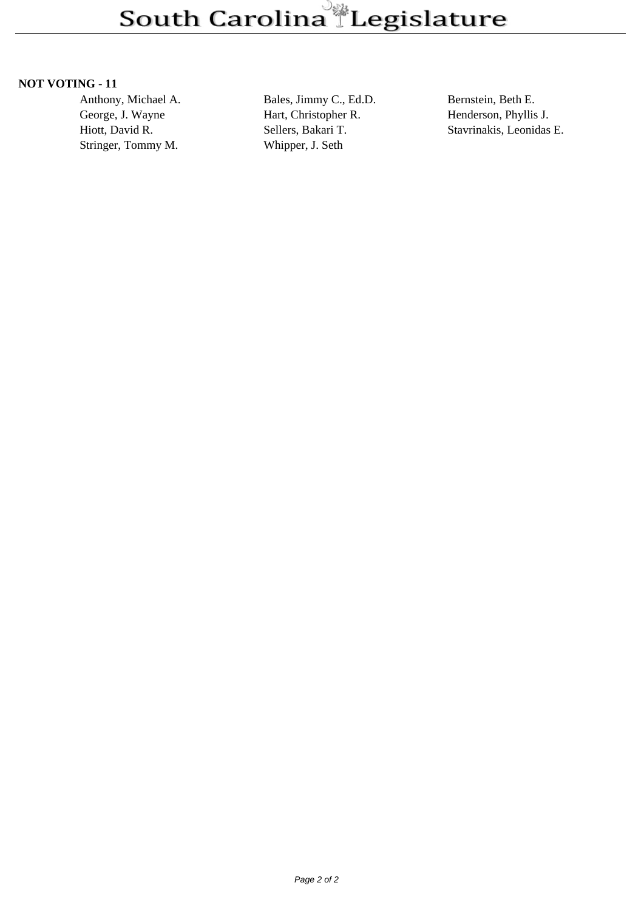**NOT VOTING - 11**

| | | |
|---|---|---|
| Anthony, Michael A. | Bales, Jimmy C., Ed.D. | Bernstein, Beth E. |
| George, J. Wayne | Hart, Christopher R. | Henderson, Phyllis J. |
| Hiott, David R. | Sellers, Bakari T. | Stavrinakis, Leonidas E. |
| Stringer, Tommy M. | Whipper, J. Seth | |